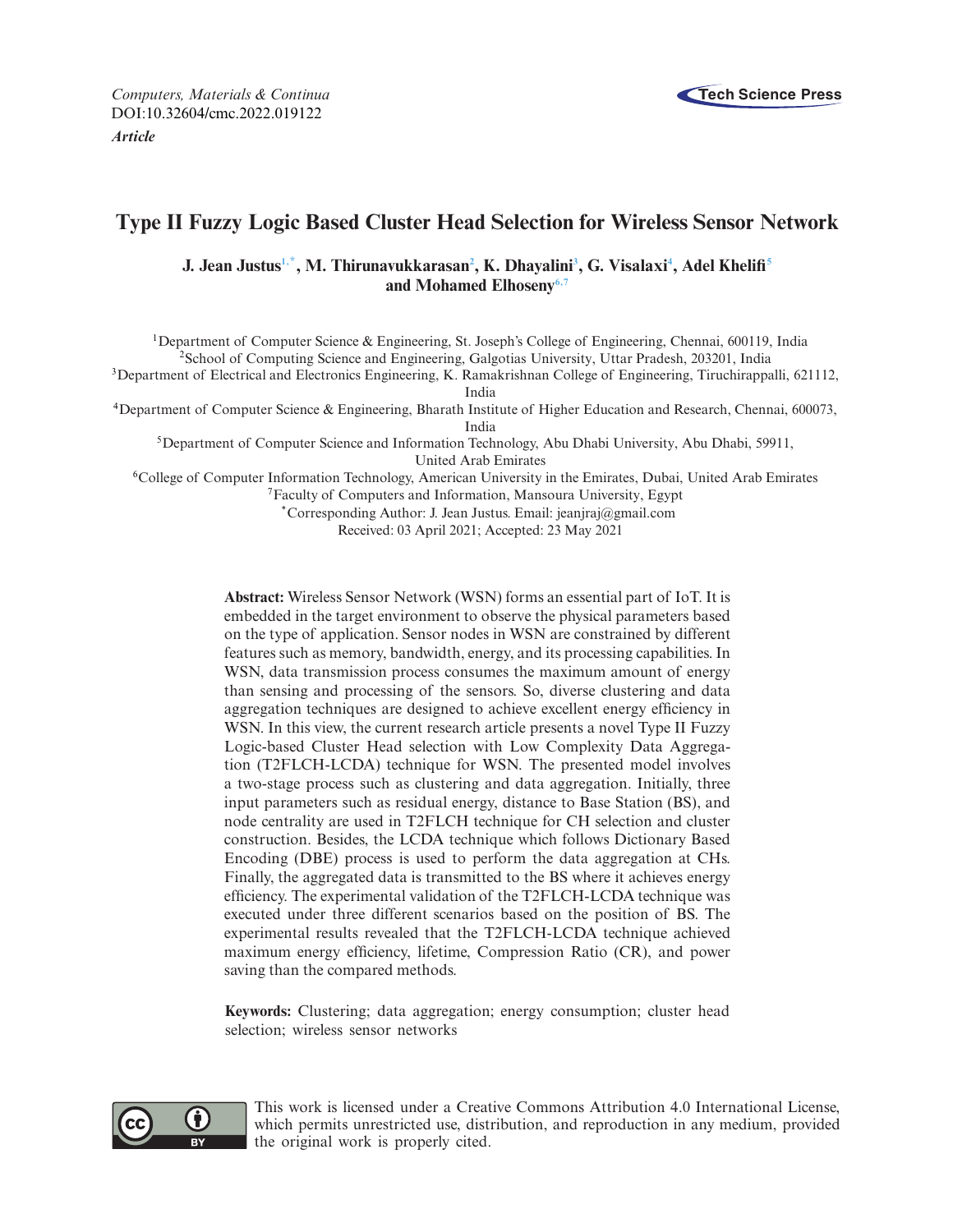*Computers, Materials & Continua*
DOI:10.32604/cmc.2022.019122
***Article***

# Type II Fuzzy Logic Based Cluster Head Selection for Wireless Sensor Network

**J. Jean Justus[1,*], M. Thirunavukkarasan[2], K. Dhayalini[3], G. Visalaxi[4], Adel Khelifi[5] and Mohamed Elhoseny[6,7]**

[1]Department of Computer Science & Engineering, St. Joseph's College of Engineering, Chennai, 600119, India
[2]School of Computing Science and Engineering, Galgotias University, Uttar Pradesh, 203201, India
[3]Department of Electrical and Electronics Engineering, K. Ramakrishnan College of Engineering, Tiruchirappalli, 621112, India
[4]Department of Computer Science & Engineering, Bharath Institute of Higher Education and Research, Chennai, 600073, India
[5]Department of Computer Science and Information Technology, Abu Dhabi University, Abu Dhabi, 59911, United Arab Emirates
[6]College of Computer Information Technology, American University in the Emirates, Dubai, United Arab Emirates
[7]Faculty of Computers and Information, Mansoura University, Egypt
[*]Corresponding Author: J. Jean Justus. Email: jeanjraj@gmail.com
Received: 03 April 2021; Accepted: 23 May 2021

**Abstract:** Wireless Sensor Network (WSN) forms an essential part of IoT. It is embedded in the target environment to observe the physical parameters based on the type of application. Sensor nodes in WSN are constrained by different features such as memory, bandwidth, energy, and its processing capabilities. In WSN, data transmission process consumes the maximum amount of energy than sensing and processing of the sensors. So, diverse clustering and data aggregation techniques are designed to achieve excellent energy efficiency in WSN. In this view, the current research article presents a novel Type II Fuzzy Logic-based Cluster Head selection with Low Complexity Data Aggregation (T2FLCH-LCDA) technique for WSN. The presented model involves a two-stage process such as clustering and data aggregation. Initially, three input parameters such as residual energy, distance to Base Station (BS), and node centrality are used in T2FLCH technique for CH selection and cluster construction. Besides, the LCDA technique which follows Dictionary Based Encoding (DBE) process is used to perform the data aggregation at CHs. Finally, the aggregated data is transmitted to the BS where it achieves energy efficiency. The experimental validation of the T2FLCH-LCDA technique was executed under three different scenarios based on the position of BS. The experimental results revealed that the T2FLCH-LCDA technique achieved maximum energy efficiency, lifetime, Compression Ratio (CR), and power saving than the compared methods.

**Keywords:** Clustering; data aggregation; energy consumption; cluster head selection; wireless sensor networks

This work is licensed under a Creative Commons Attribution 4.0 International License, which permits unrestricted use, distribution, and reproduction in any medium, provided the original work is properly cited.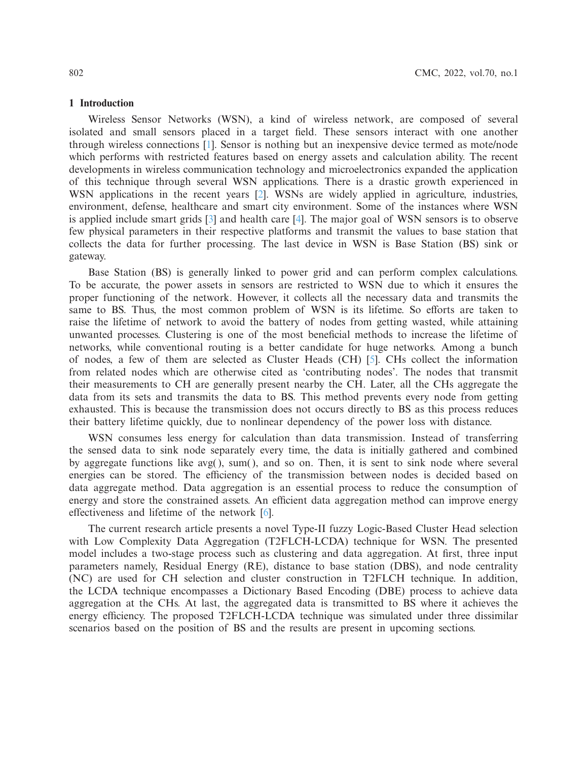## 1 Introduction

Wireless Sensor Networks (WSN), a kind of wireless network, are composed of several isolated and small sensors placed in a target field. These sensors interact with one another through wireless connections [1]. Sensor is nothing but an inexpensive device termed as mote/node which performs with restricted features based on energy assets and calculation ability. The recent developments in wireless communication technology and microelectronics expanded the application of this technique through several WSN applications. There is a drastic growth experienced in WSN applications in the recent years [2]. WSNs are widely applied in agriculture, industries, environment, defense, healthcare and smart city environment. Some of the instances where WSN is applied include smart grids [3] and health care [4]. The major goal of WSN sensors is to observe few physical parameters in their respective platforms and transmit the values to base station that collects the data for further processing. The last device in WSN is Base Station (BS) sink or gateway.

Base Station (BS) is generally linked to power grid and can perform complex calculations. To be accurate, the power assets in sensors are restricted to WSN due to which it ensures the proper functioning of the network. However, it collects all the necessary data and transmits the same to BS. Thus, the most common problem of WSN is its lifetime. So efforts are taken to raise the lifetime of network to avoid the battery of nodes from getting wasted, while attaining unwanted processes. Clustering is one of the most beneficial methods to increase the lifetime of networks, while conventional routing is a better candidate for huge networks. Among a bunch of nodes, a few of them are selected as Cluster Heads (CH) [5]. CHs collect the information from related nodes which are otherwise cited as 'contributing nodes'. The nodes that transmit their measurements to CH are generally present nearby the CH. Later, all the CHs aggregate the data from its sets and transmits the data to BS. This method prevents every node from getting exhausted. This is because the transmission does not occurs directly to BS as this process reduces their battery lifetime quickly, due to nonlinear dependency of the power loss with distance.

WSN consumes less energy for calculation than data transmission. Instead of transferring the sensed data to sink node separately every time, the data is initially gathered and combined by aggregate functions like avg( ), sum( ), and so on. Then, it is sent to sink node where several energies can be stored. The efficiency of the transmission between nodes is decided based on data aggregate method. Data aggregation is an essential process to reduce the consumption of energy and store the constrained assets. An efficient data aggregation method can improve energy effectiveness and lifetime of the network [6].

The current research article presents a novel Type-II fuzzy Logic-Based Cluster Head selection with Low Complexity Data Aggregation (T2FLCH-LCDA) technique for WSN. The presented model includes a two-stage process such as clustering and data aggregation. At first, three input parameters namely, Residual Energy (RE), distance to base station (DBS), and node centrality (NC) are used for CH selection and cluster construction in T2FLCH technique. In addition, the LCDA technique encompasses a Dictionary Based Encoding (DBE) process to achieve data aggregation at the CHs. At last, the aggregated data is transmitted to BS where it achieves the energy efficiency. The proposed T2FLCH-LCDA technique was simulated under three dissimilar scenarios based on the position of BS and the results are present in upcoming sections.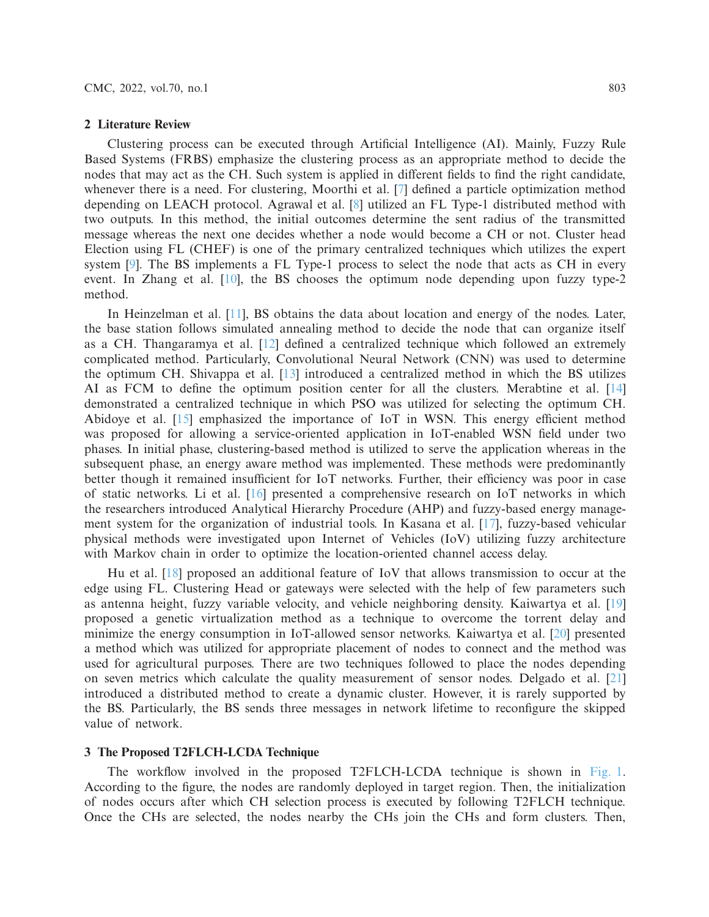## 2 Literature Review

Clustering process can be executed through Artificial Intelligence (AI). Mainly, Fuzzy Rule Based Systems (FRBS) emphasize the clustering process as an appropriate method to decide the nodes that may act as the CH. Such system is applied in different fields to find the right candidate, whenever there is a need. For clustering, Moorthi et al. [7] defined a particle optimization method depending on LEACH protocol. Agrawal et al. [8] utilized an FL Type-1 distributed method with two outputs. In this method, the initial outcomes determine the sent radius of the transmitted message whereas the next one decides whether a node would become a CH or not. Cluster head Election using FL (CHEF) is one of the primary centralized techniques which utilizes the expert system [9]. The BS implements a FL Type-1 process to select the node that acts as CH in every event. In Zhang et al. [10], the BS chooses the optimum node depending upon fuzzy type-2 method.

In Heinzelman et al. [11], BS obtains the data about location and energy of the nodes. Later, the base station follows simulated annealing method to decide the node that can organize itself as a CH. Thangaramya et al. [12] defined a centralized technique which followed an extremely complicated method. Particularly, Convolutional Neural Network (CNN) was used to determine the optimum CH. Shivappa et al. [13] introduced a centralized method in which the BS utilizes AI as FCM to define the optimum position center for all the clusters. Merabtine et al. [14] demonstrated a centralized technique in which PSO was utilized for selecting the optimum CH. Abidoye et al. [15] emphasized the importance of IoT in WSN. This energy efficient method was proposed for allowing a service-oriented application in IoT-enabled WSN field under two phases. In initial phase, clustering-based method is utilized to serve the application whereas in the subsequent phase, an energy aware method was implemented. These methods were predominantly better though it remained insufficient for IoT networks. Further, their efficiency was poor in case of static networks. Li et al. [16] presented a comprehensive research on IoT networks in which the researchers introduced Analytical Hierarchy Procedure (AHP) and fuzzy-based energy management system for the organization of industrial tools. In Kasana et al. [17], fuzzy-based vehicular physical methods were investigated upon Internet of Vehicles (IoV) utilizing fuzzy architecture with Markov chain in order to optimize the location-oriented channel access delay.

Hu et al. [18] proposed an additional feature of IoV that allows transmission to occur at the edge using FL. Clustering Head or gateways were selected with the help of few parameters such as antenna height, fuzzy variable velocity, and vehicle neighboring density. Kaiwartya et al. [19] proposed a genetic virtualization method as a technique to overcome the torrent delay and minimize the energy consumption in IoT-allowed sensor networks. Kaiwartya et al. [20] presented a method which was utilized for appropriate placement of nodes to connect and the method was used for agricultural purposes. There are two techniques followed to place the nodes depending on seven metrics which calculate the quality measurement of sensor nodes. Delgado et al. [21] introduced a distributed method to create a dynamic cluster. However, it is rarely supported by the BS. Particularly, the BS sends three messages in network lifetime to reconfigure the skipped value of network.

## 3 The Proposed T2FLCH-LCDA Technique

The workflow involved in the proposed T2FLCH-LCDA technique is shown in Fig. 1. According to the figure, the nodes are randomly deployed in target region. Then, the initialization of nodes occurs after which CH selection process is executed by following T2FLCH technique. Once the CHs are selected, the nodes nearby the CHs join the CHs and form clusters. Then,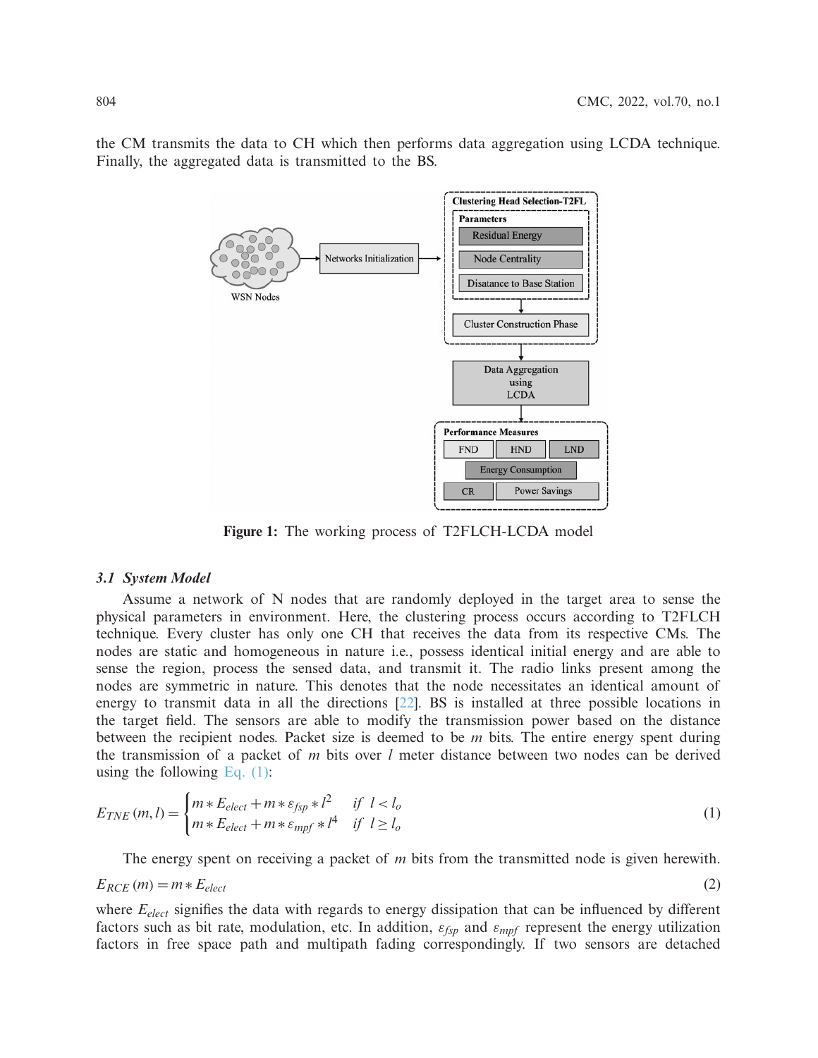the CM transmits the data to CH which then performs data aggregation using LCDA technique. Finally, the aggregated data is transmitted to the BS.

**Figure 1:** The working process of T2FLCH-LCDA model

### *3.1 System Model*

Assume a network of N nodes that are randomly deployed in the target area to sense the physical parameters in environment. Here, the clustering process occurs according to T2FLCH technique. Every cluster has only one CH that receives the data from its respective CMs. The nodes are static and homogeneous in nature i.e., possess identical initial energy and are able to sense the region, process the sensed data, and transmit it. The radio links present among the nodes are symmetric in nature. This denotes that the node necessitates an identical amount of energy to transmit data in all the directions [22]. BS is installed at three possible locations in the target field. The sensors are able to modify the transmission power based on the distance between the recipient nodes. Packet size is deemed to be $m$ bits. The entire energy spent during the transmission of a packet of $m$ bits over $l$ meter distance between two nodes can be derived using the following Eq. (1):

$$E_{TNE}(m,l) = \begin{cases} m * E_{elect} + m * \varepsilon_{fsp} * l^2 & \text{if } l < l_o \\ m * E_{elect} + m * \varepsilon_{mpf} * l^4 & \text{if } l \geq l_o \end{cases} \tag{1}$$

The energy spent on receiving a packet of $m$ bits from the transmitted node is given herewith.

$$E_{RCE}(m) = m * E_{elect} \tag{2}$$

where $E_{elect}$ signifies the data with regards to energy dissipation that can be influenced by different factors such as bit rate, modulation, etc. In addition, $\varepsilon_{fsp}$ and $\varepsilon_{mpf}$ represent the energy utilization factors in free space path and multipath fading correspondingly. If two sensors are detached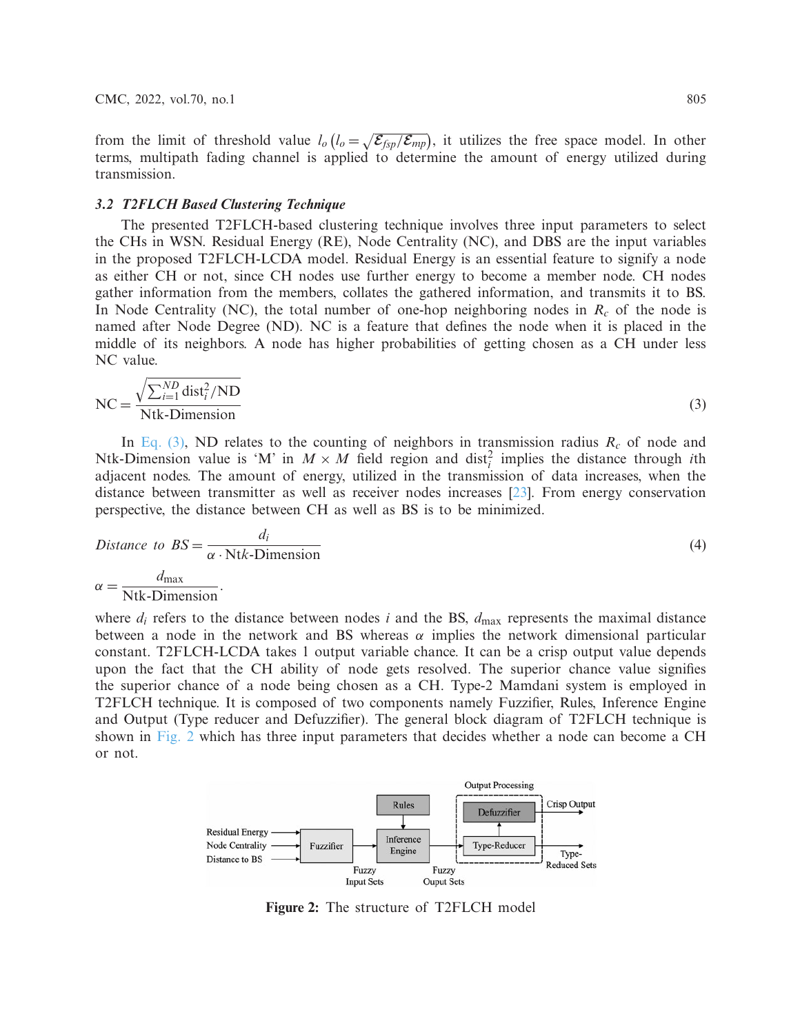from the limit of threshold value $l_o$ $\left(l_o = \sqrt{\mathcal{E}_{fsp}/\mathcal{E}_{mp}}\right)$, it utilizes the free space model. In other terms, multipath fading channel is applied to determine the amount of energy utilized during transmission.

### *3.2 T2FLCH Based Clustering Technique*

The presented T2FLCH-based clustering technique involves three input parameters to select the CHs in WSN. Residual Energy (RE), Node Centrality (NC), and DBS are the input variables in the proposed T2FLCH-LCDA model. Residual Energy is an essential feature to signify a node as either CH or not, since CH nodes use further energy to become a member node. CH nodes gather information from the members, collates the gathered information, and transmits it to BS. In Node Centrality (NC), the total number of one-hop neighboring nodes in $R_c$ of the node is named after Node Degree (ND). NC is a feature that defines the node when it is placed in the middle of its neighbors. A node has higher probabilities of getting chosen as a CH under less NC value.

$$\text{NC} = \frac{\sqrt{\sum_{i=1}^{ND} \text{dist}_i^2 / \text{ND}}}{\text{Ntk-Dimension}} \tag{3}$$

In Eq. (3), ND relates to the counting of neighbors in transmission radius $R_c$ of node and Ntk-Dimension value is 'M' in $M \times M$ field region and $\text{dist}_i^2$ implies the distance through $i$th adjacent nodes. The amount of energy, utilized in the transmission of data increases, when the distance between transmitter as well as receiver nodes increases [23]. From energy conservation perspective, the distance between CH as well as BS is to be minimized.

$$\textit{Distance to BS} = \frac{d_i}{\alpha \cdot \text{Nt}k\text{-Dimension}} \tag{4}$$

$$\alpha = \frac{d_{\max}}{\text{Ntk-Dimension}}.$$

where $d_i$ refers to the distance between nodes $i$ and the BS, $d_{\max}$ represents the maximal distance between a node in the network and BS whereas $\alpha$ implies the network dimensional particular constant. T2FLCH-LCDA takes 1 output variable chance. It can be a crisp output value depends upon the fact that the CH ability of node gets resolved. The superior chance value signifies the superior chance of a node being chosen as a CH. Type-2 Mamdani system is employed in T2FLCH technique. It is composed of two components namely Fuzzifier, Rules, Inference Engine and Output (Type reducer and Defuzzifier). The general block diagram of T2FLCH technique is shown in Fig. 2 which has three input parameters that decides whether a node can become a CH or not.

**Figure 2:** The structure of T2FLCH model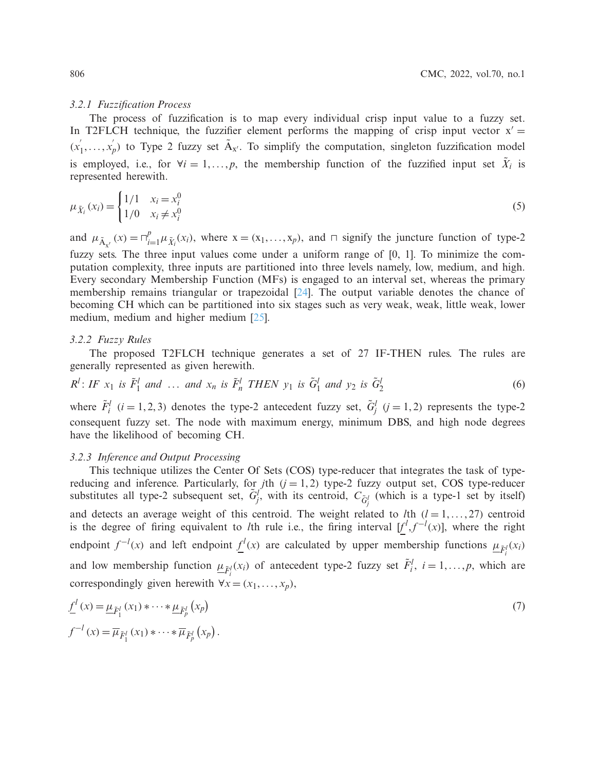#### 3.2.1 Fuzzification Process

The process of fuzzification is to map every individual crisp input value to a fuzzy set. In T2FLCH technique, the fuzzifier element performs the mapping of crisp input vector $\mathrm{x}' = (x_1^{'}, \ldots, x_p^{'})$ to Type 2 fuzzy set $\tilde{\mathrm{A}}_{\mathrm{x}'}$. To simplify the computation, singleton fuzzification model is employed, i.e., for $\forall i = 1, \ldots, p$, the membership function of the fuzzified input set $\tilde{X}_i$ is represented herewith.

$$\mu_{\tilde{X}_i}(x_i) = \begin{cases} 1/1 & x_i = x_i^0 \\ 1/0 & x_i \neq x_i^0 \end{cases} \tag{5}$$

and $\mu_{\tilde{\mathrm{A}}_{\mathrm{x}'}}(x) = \sqcap_{i=1}^{p} \mu_{\tilde{X}_i}(x_i)$, where $\mathrm{x} = (\mathrm{x}_1, \ldots, \mathrm{x}_p)$, and $\sqcap$ signify the juncture function of type-2 fuzzy sets. The three input values come under a uniform range of [0, 1]. To minimize the computation complexity, three inputs are partitioned into three levels namely, low, medium, and high. Every secondary Membership Function (MFs) is engaged to an interval set, whereas the primary membership remains triangular or trapezoidal [24]. The output variable denotes the chance of becoming CH which can be partitioned into six stages such as very weak, weak, little weak, lower medium, medium and higher medium [25].

#### 3.2.2 Fuzzy Rules

The proposed T2FLCH technique generates a set of 27 IF-THEN rules. The rules are generally represented as given herewith.

$$R^l\text{: } IF\ x_1\ is\ \tilde{F}_1^l\ and\ \ldots\ and\ x_n\ is\ \tilde{F}_n^l\ THEN\ y_1\ is\ \tilde{G}_1^l\ and\ y_2\ is\ \tilde{G}_2^l \tag{6}$$

where $\tilde{F}_i^l$ $(i = 1, 2, 3)$ denotes the type-2 antecedent fuzzy set, $\tilde{G}_j^l$ $(j = 1, 2)$ represents the type-2 consequent fuzzy set. The node with maximum energy, minimum DBS, and high node degrees have the likelihood of becoming CH.

#### 3.2.3 Inference and Output Processing

This technique utilizes the Center Of Sets (COS) type-reducer that integrates the task of type-reducing and inference. Particularly, for $j$th $(j = 1, 2)$ type-2 fuzzy output set, COS type-reducer substitutes all type-2 subsequent set, $\tilde{G}_j^l$, with its centroid, $C_{\tilde{G}_j^l}$ (which is a type-1 set by itself) and detects an average weight of this centroid. The weight related to $l$th $(l = 1, \ldots, 27)$ centroid is the degree of firing equivalent to $l$th rule i.e., the firing interval $[\underline{f}^l, f^{-l}(x)]$, where the right endpoint $f^{-l}(x)$ and left endpoint $\underline{f}^l(x)$ are calculated by upper membership functions $\underline{\mu}_{\tilde{F}_i^l}(x_i)$ and low membership function $\underline{\mu}_{\tilde{F}_i^l}(x_i)$ of antecedent type-2 fuzzy set $\tilde{F}_i^l$, $i = 1, \ldots, p$, which are correspondingly given herewith $\forall x = (x_1, \ldots, x_p)$,

$$\underline{f}^l(x) = \underline{\mu}_{\tilde{F}_1^l}(x_1) * \cdots * \underline{\mu}_{\tilde{F}_p^l}(x_p) \tag{7}$$

$$f^{-l}(x) = \overline{\mu}_{\tilde{F}_1^l}(x_1) * \cdots * \overline{\mu}_{\tilde{F}_p^l}(x_p).$$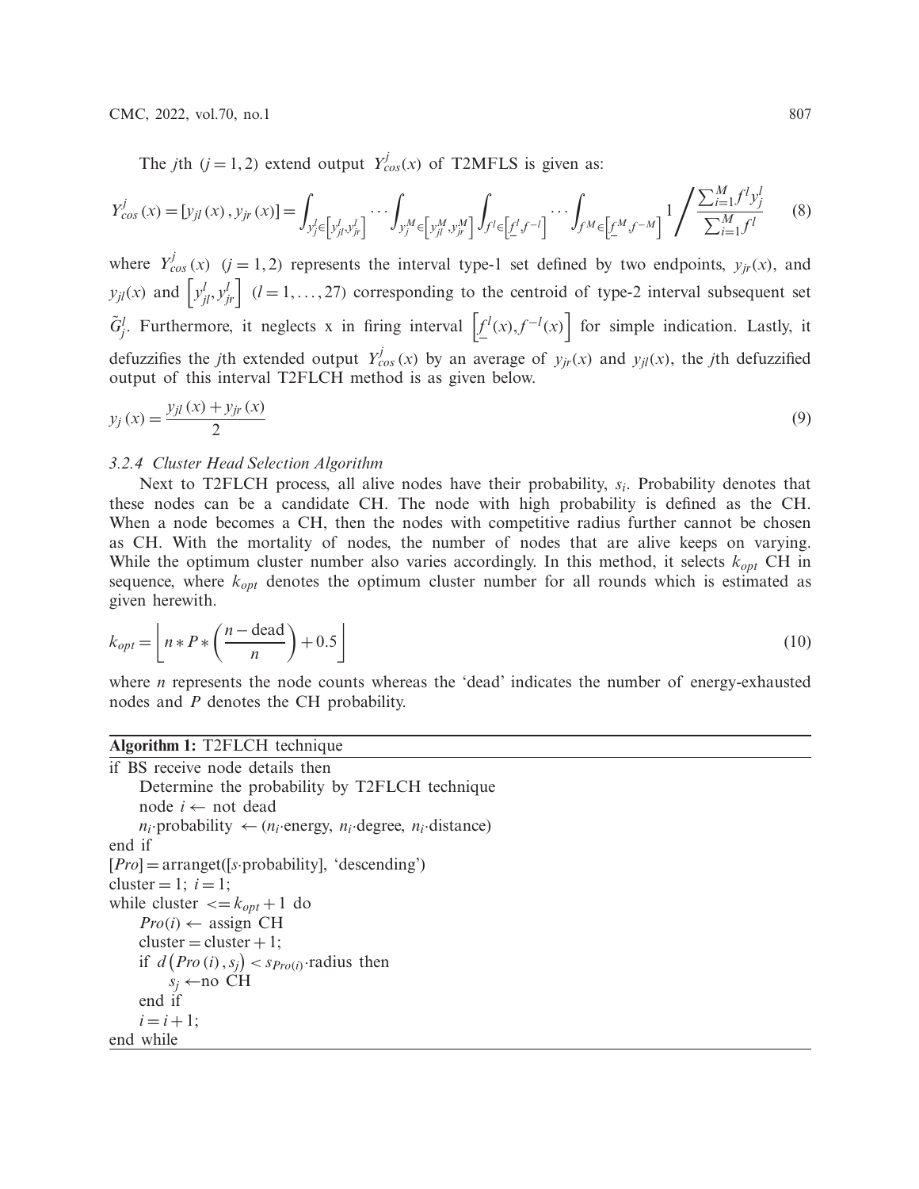The $j$th $(j = 1, 2)$ extend output $Y_{cos}^{j}(x)$ of T2MFLS is given as:

$$Y_{cos}^{j}(x) = [y_{jl}(x), y_{jr}(x)] = \int_{y_j^l \in \left[y_{jl}^l, y_{jr}^l\right]} \cdots \int_{y_j^M \in \left[y_{jl}^M, y_{jr}^M\right]} \int_{f^1 \in \left[\underline{f}^l, f^{-l}\right]} \cdots \int_{f^M \in \left[\underline{f}^M, f^{-M}\right]} 1 \bigg/ \frac{\sum_{i=1}^{M} f^l y_j^l}{\sum_{i=1}^{M} f^l} \tag{8}$$

where $Y_{cos}^{j}(x)$ $(j = 1, 2)$ represents the interval type-1 set defined by two endpoints, $y_{jr}(x)$, and $y_{jl}(x)$ and $\left[y_{jl}^l, y_{jr}^l\right]$ $(l = 1, \ldots, 27)$ corresponding to the centroid of type-2 interval subsequent set $\tilde{G}_j^l$. Furthermore, it neglects x in firing interval $\left[\underline{f}^l(x), f^{-l}(x)\right]$ for simple indication. Lastly, it defuzzifies the $j$th extended output $Y_{cos}^{j}(x)$ by an average of $y_{jr}(x)$ and $y_{jl}(x)$, the $j$th defuzzified output of this interval T2FLCH method is as given below.

$$y_j(x) = \frac{y_{jl}(x) + y_{jr}(x)}{2} \tag{9}$$

### 3.2.4 Cluster Head Selection Algorithm

Next to T2FLCH process, all alive nodes have their probability, $s_i$. Probability denotes that these nodes can be a candidate CH. The node with high probability is defined as the CH. When a node becomes a CH, then the nodes with competitive radius further cannot be chosen as CH. With the mortality of nodes, the number of nodes that are alive keeps on varying. While the optimum cluster number also varies accordingly. In this method, it selects $k_{opt}$ CH in sequence, where $k_{opt}$ denotes the optimum cluster number for all rounds which is estimated as given herewith.

$$k_{opt} = \left\lfloor n * P * \left(\frac{n - \text{dead}}{n}\right) + 0.5 \right\rfloor \tag{10}$$

where $n$ represents the node counts whereas the 'dead' indicates the number of energy-exhausted nodes and $P$ denotes the CH probability.

**Algorithm 1:** T2FLCH technique

```
if BS receive node details then
    Determine the probability by T2FLCH technique
    node i ← not dead
    n_i·probability ← (n_i·energy, n_i·degree, n_i·distance)
end if
[Pro] = arranget([s·probability], 'descending')
cluster = 1; i = 1;
while cluster <= k_opt + 1 do
    Pro(i) ← assign CH
    cluster = cluster + 1;
    if d(Pro(i), s_j) < s_Pro(i)·radius then
        s_j ←no CH
    end if
    i = i + 1;
end while
```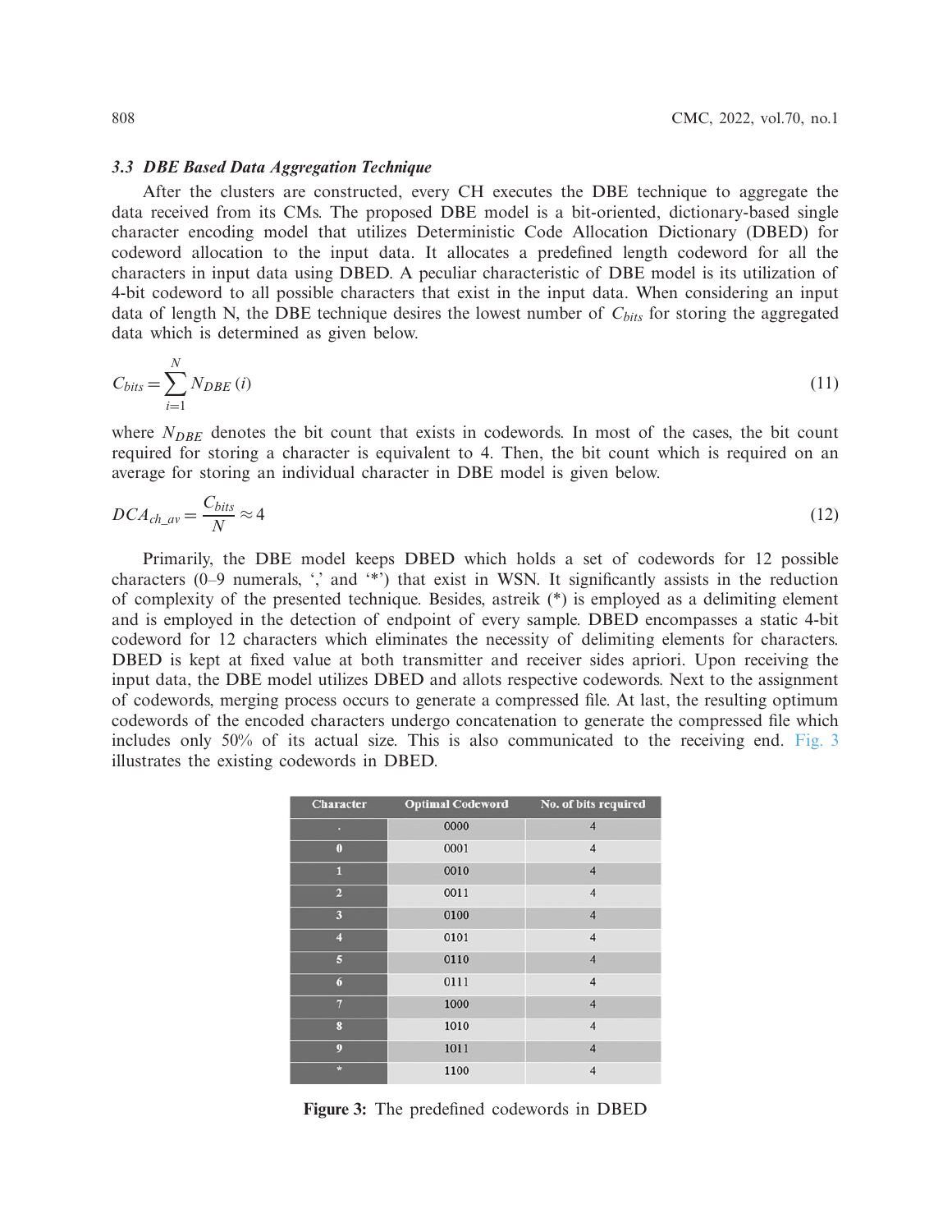### 3.3 DBE Based Data Aggregation Technique

After the clusters are constructed, every CH executes the DBE technique to aggregate the data received from its CMs. The proposed DBE model is a bit-oriented, dictionary-based single character encoding model that utilizes Deterministic Code Allocation Dictionary (DBED) for codeword allocation to the input data. It allocates a predefined length codeword for all the characters in input data using DBED. A peculiar characteristic of DBE model is its utilization of 4-bit codeword to all possible characters that exist in the input data. When considering an input data of length N, the DBE technique desires the lowest number of $C_{bits}$ for storing the aggregated data which is determined as given below.

$$C_{bits} = \sum_{i=1}^{N} N_{DBE}(i) \tag{11}$$

where $N_{DBE}$ denotes the bit count that exists in codewords. In most of the cases, the bit count required for storing a character is equivalent to 4. Then, the bit count which is required on an average for storing an individual character in DBE model is given below.

$$DCA_{ch\_av} = \frac{C_{bits}}{N} \approx 4 \tag{12}$$

Primarily, the DBE model keeps DBED which holds a set of codewords for 12 possible characters (0–9 numerals, ',' and '*') that exist in WSN. It significantly assists in the reduction of complexity of the presented technique. Besides, astreik (*) is employed as a delimiting element and is employed in the detection of endpoint of every sample. DBED encompasses a static 4-bit codeword for 12 characters which eliminates the necessity of delimiting elements for characters. DBED is kept at fixed value at both transmitter and receiver sides apriori. Upon receiving the input data, the DBE model utilizes DBED and allots respective codewords. Next to the assignment of codewords, merging process occurs to generate a compressed file. At last, the resulting optimum codewords of the encoded characters undergo concatenation to generate the compressed file which includes only 50% of its actual size. This is also communicated to the receiving end. Fig. 3 illustrates the existing codewords in DBED.

| Character | Optimal Codeword | No. of bits required |
|---|---|---|
| . | 0000 | 4 |
| 0 | 0001 | 4 |
| 1 | 0010 | 4 |
| 2 | 0011 | 4 |
| 3 | 0100 | 4 |
| 4 | 0101 | 4 |
| 5 | 0110 | 4 |
| 6 | 0111 | 4 |
| 7 | 1000 | 4 |
| 8 | 1010 | 4 |
| 9 | 1011 | 4 |
| * | 1100 | 4 |

**Figure 3:** The predefined codewords in DBED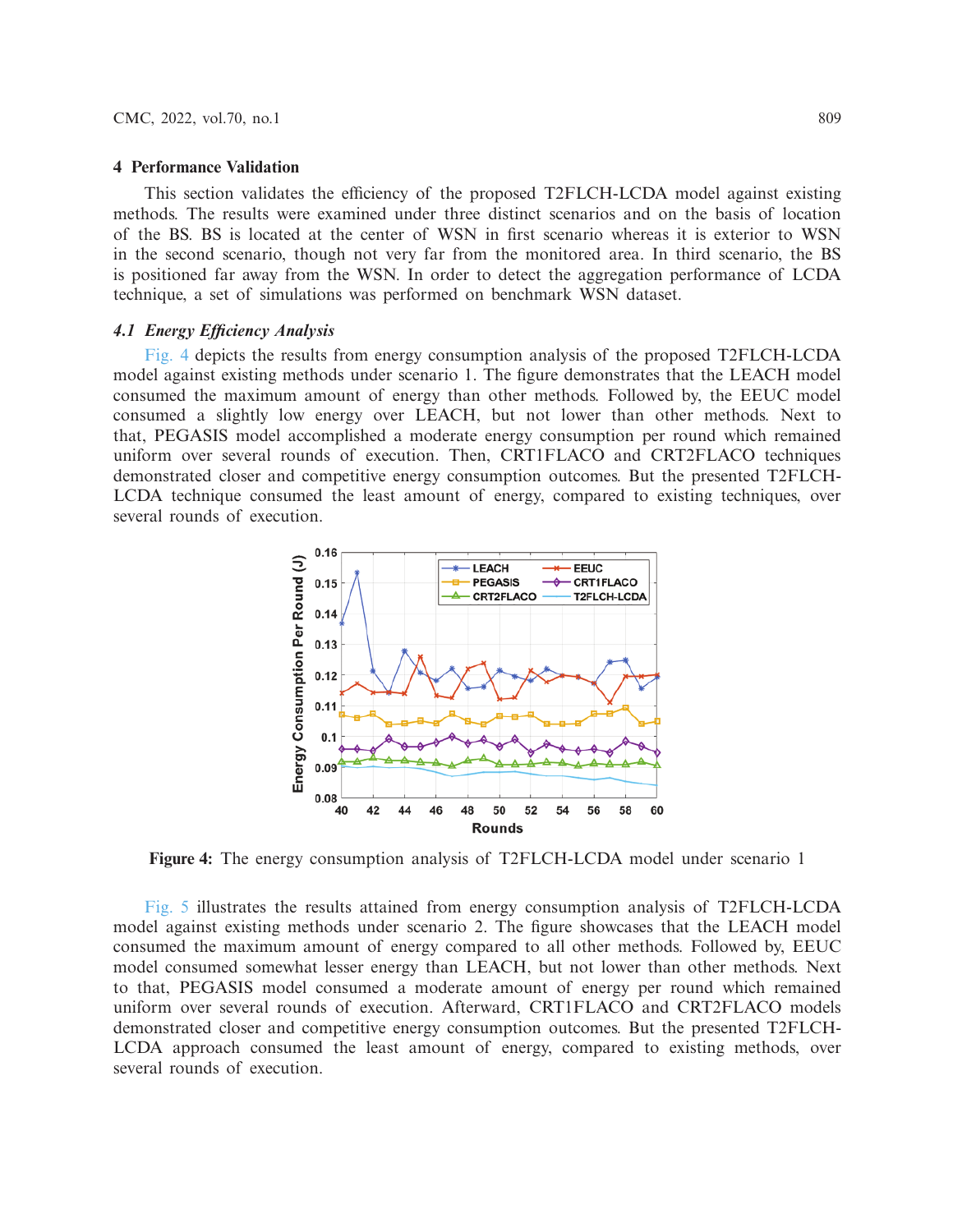## 4 Performance Validation

This section validates the efficiency of the proposed T2FLCH-LCDA model against existing methods. The results were examined under three distinct scenarios and on the basis of location of the BS. BS is located at the center of WSN in first scenario whereas it is exterior to WSN in the second scenario, though not very far from the monitored area. In third scenario, the BS is positioned far away from the WSN. In order to detect the aggregation performance of LCDA technique, a set of simulations was performed on benchmark WSN dataset.

### *4.1 Energy Efficiency Analysis*

Fig. 4 depicts the results from energy consumption analysis of the proposed T2FLCH-LCDA model against existing methods under scenario 1. The figure demonstrates that the LEACH model consumed the maximum amount of energy than other methods. Followed by, the EEUC model consumed a slightly low energy over LEACH, but not lower than other methods. Next to that, PEGASIS model accomplished a moderate energy consumption per round which remained uniform over several rounds of execution. Then, CRT1FLACO and CRT2FLACO techniques demonstrated closer and competitive energy consumption outcomes. But the presented T2FLCH-LCDA technique consumed the least amount of energy, compared to existing techniques, over several rounds of execution.

**Figure 4:** The energy consumption analysis of T2FLCH-LCDA model under scenario 1

Fig. 5 illustrates the results attained from energy consumption analysis of T2FLCH-LCDA model against existing methods under scenario 2. The figure showcases that the LEACH model consumed the maximum amount of energy compared to all other methods. Followed by, EEUC model consumed somewhat lesser energy than LEACH, but not lower than other methods. Next to that, PEGASIS model consumed a moderate amount of energy per round which remained uniform over several rounds of execution. Afterward, CRT1FLACO and CRT2FLACO models demonstrated closer and competitive energy consumption outcomes. But the presented T2FLCH-LCDA approach consumed the least amount of energy, compared to existing methods, over several rounds of execution.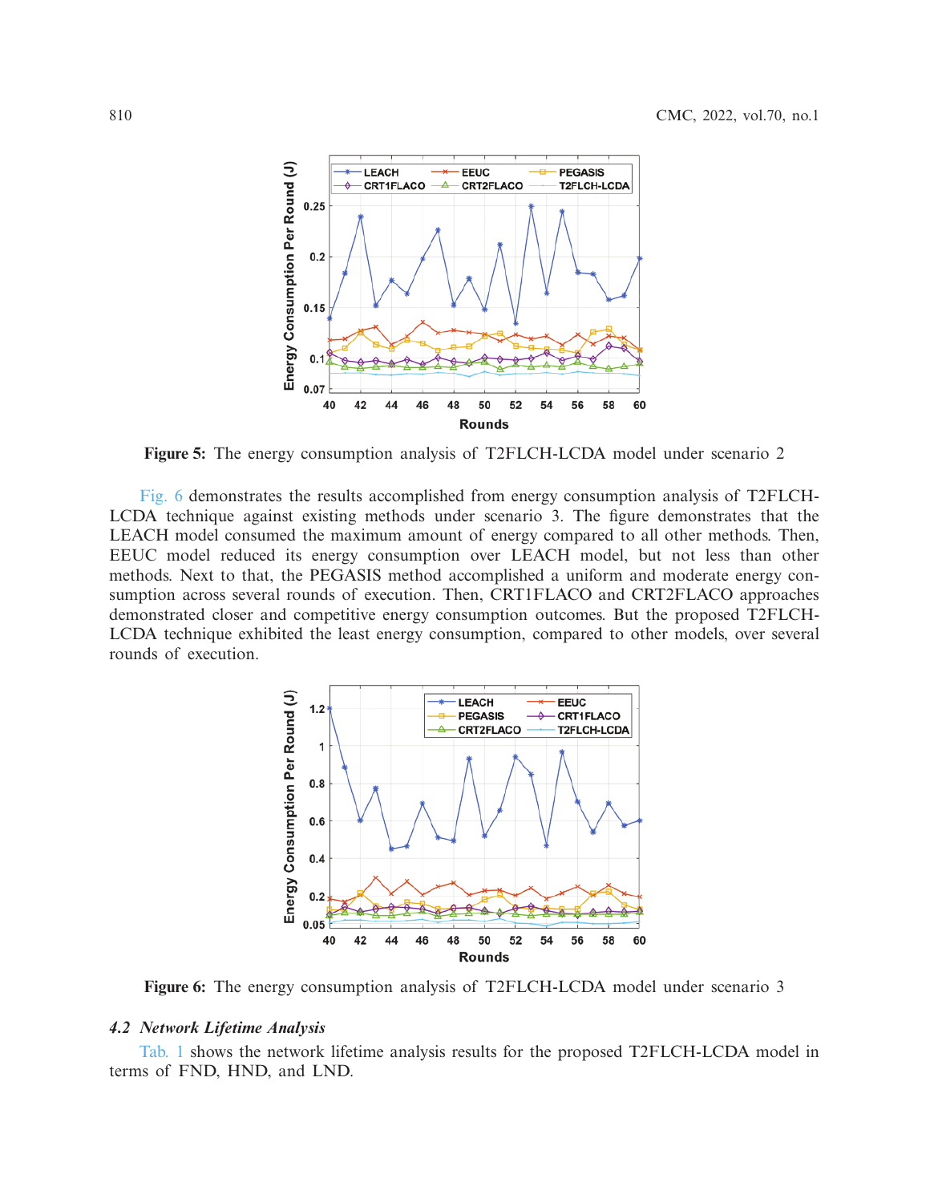**Figure 5:** The energy consumption analysis of T2FLCH-LCDA model under scenario 2

Fig. 6 demonstrates the results accomplished from energy consumption analysis of T2FLCH-LCDA technique against existing methods under scenario 3. The figure demonstrates that the LEACH model consumed the maximum amount of energy compared to all other methods. Then, EEUC model reduced its energy consumption over LEACH model, but not less than other methods. Next to that, the PEGASIS method accomplished a uniform and moderate energy consumption across several rounds of execution. Then, CRT1FLACO and CRT2FLACO approaches demonstrated closer and competitive energy consumption outcomes. But the proposed T2FLCH-LCDA technique exhibited the least energy consumption, compared to other models, over several rounds of execution.

**Figure 6:** The energy consumption analysis of T2FLCH-LCDA model under scenario 3

### *4.2 Network Lifetime Analysis*

Tab. 1 shows the network lifetime analysis results for the proposed T2FLCH-LCDA model in terms of FND, HND, and LND.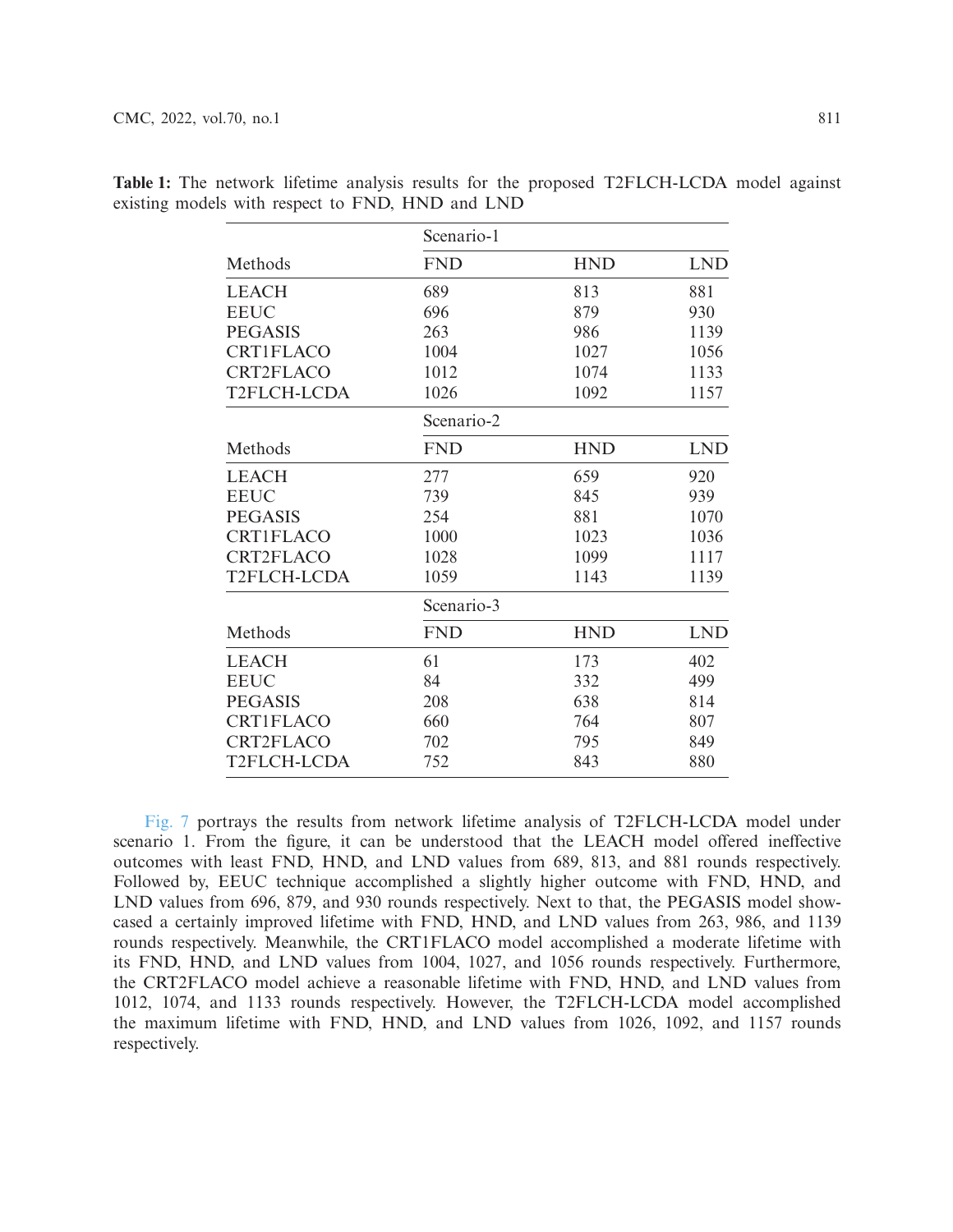**Table 1:** The network lifetime analysis results for the proposed T2FLCH-LCDA model against existing models with respect to FND, HND and LND

| | Scenario-1 | | |
|---|---|---|---|
| Methods | FND | HND | LND |
| LEACH | 689 | 813 | 881 |
| EEUC | 696 | 879 | 930 |
| PEGASIS | 263 | 986 | 1139 |
| CRT1FLACO | 1004 | 1027 | 1056 |
| CRT2FLACO | 1012 | 1074 | 1133 |
| T2FLCH-LCDA | 1026 | 1092 | 1157 |
| | Scenario-2 | | |
| Methods | FND | HND | LND |
| LEACH | 277 | 659 | 920 |
| EEUC | 739 | 845 | 939 |
| PEGASIS | 254 | 881 | 1070 |
| CRT1FLACO | 1000 | 1023 | 1036 |
| CRT2FLACO | 1028 | 1099 | 1117 |
| T2FLCH-LCDA | 1059 | 1143 | 1139 |
| | Scenario-3 | | |
| Methods | FND | HND | LND |
| LEACH | 61 | 173 | 402 |
| EEUC | 84 | 332 | 499 |
| PEGASIS | 208 | 638 | 814 |
| CRT1FLACO | 660 | 764 | 807 |
| CRT2FLACO | 702 | 795 | 849 |
| T2FLCH-LCDA | 752 | 843 | 880 |

Fig. 7 portrays the results from network lifetime analysis of T2FLCH-LCDA model under scenario 1. From the figure, it can be understood that the LEACH model offered ineffective outcomes with least FND, HND, and LND values from 689, 813, and 881 rounds respectively. Followed by, EEUC technique accomplished a slightly higher outcome with FND, HND, and LND values from 696, 879, and 930 rounds respectively. Next to that, the PEGASIS model showcased a certainly improved lifetime with FND, HND, and LND values from 263, 986, and 1139 rounds respectively. Meanwhile, the CRT1FLACO model accomplished a moderate lifetime with its FND, HND, and LND values from 1004, 1027, and 1056 rounds respectively. Furthermore, the CRT2FLACO model achieve a reasonable lifetime with FND, HND, and LND values from 1012, 1074, and 1133 rounds respectively. However, the T2FLCH-LCDA model accomplished the maximum lifetime with FND, HND, and LND values from 1026, 1092, and 1157 rounds respectively.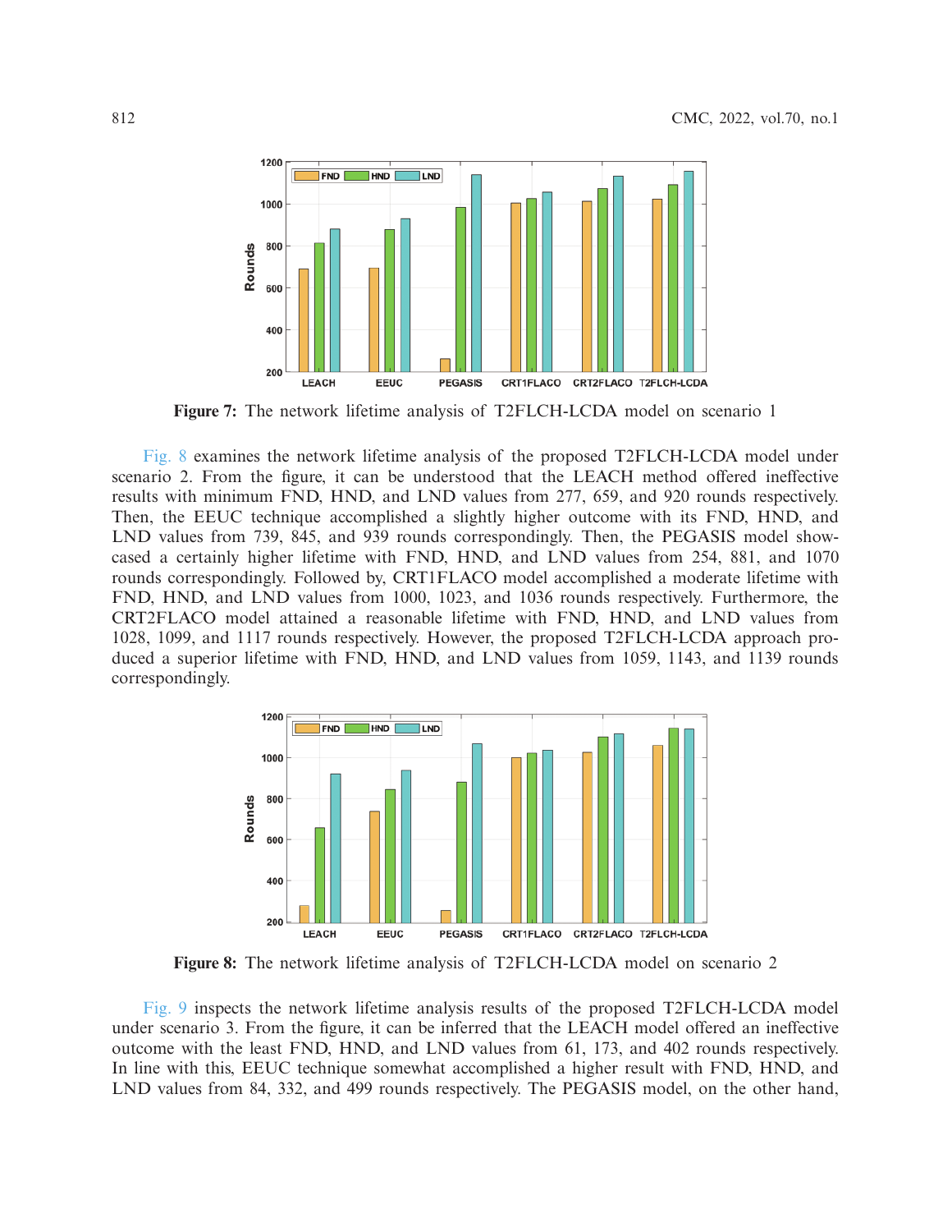Figure 7: The network lifetime analysis of T2FLCH-LCDA model on scenario 1

Fig. 8 examines the network lifetime analysis of the proposed T2FLCH-LCDA model under scenario 2. From the figure, it can be understood that the LEACH method offered ineffective results with minimum FND, HND, and LND values from 277, 659, and 920 rounds respectively. Then, the EEUC technique accomplished a slightly higher outcome with its FND, HND, and LND values from 739, 845, and 939 rounds correspondingly. Then, the PEGASIS model showcased a certainly higher lifetime with FND, HND, and LND values from 254, 881, and 1070 rounds correspondingly. Followed by, CRT1FLACO model accomplished a moderate lifetime with FND, HND, and LND values from 1000, 1023, and 1036 rounds respectively. Furthermore, the CRT2FLACO model attained a reasonable lifetime with FND, HND, and LND values from 1028, 1099, and 1117 rounds respectively. However, the proposed T2FLCH-LCDA approach produced a superior lifetime with FND, HND, and LND values from 1059, 1143, and 1139 rounds correspondingly.

Figure 8: The network lifetime analysis of T2FLCH-LCDA model on scenario 2

Fig. 9 inspects the network lifetime analysis results of the proposed T2FLCH-LCDA model under scenario 3. From the figure, it can be inferred that the LEACH model offered an ineffective outcome with the least FND, HND, and LND values from 61, 173, and 402 rounds respectively. In line with this, EEUC technique somewhat accomplished a higher result with FND, HND, and LND values from 84, 332, and 499 rounds respectively. The PEGASIS model, on the other hand,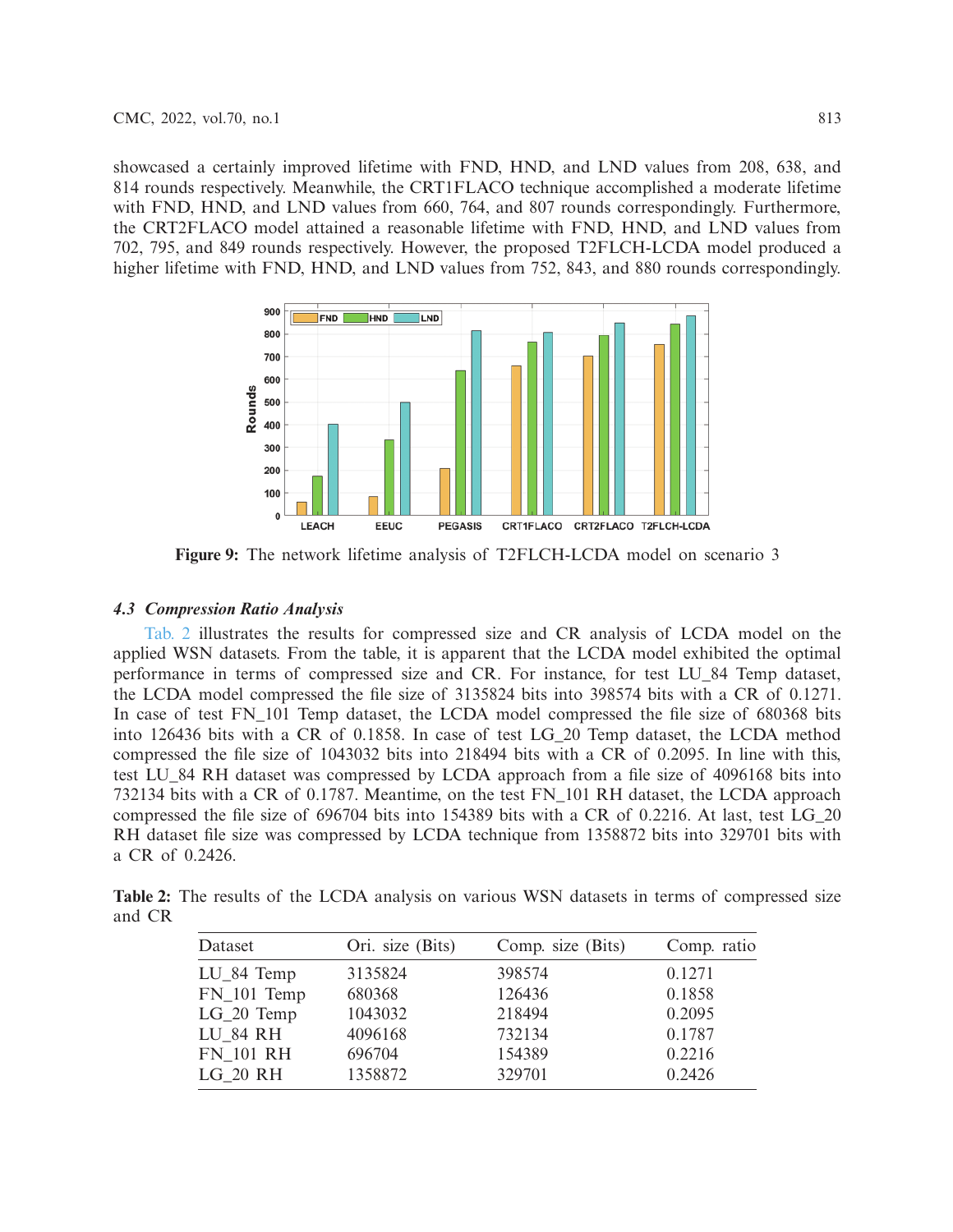showcased a certainly improved lifetime with FND, HND, and LND values from 208, 638, and 814 rounds respectively. Meanwhile, the CRT1FLACO technique accomplished a moderate lifetime with FND, HND, and LND values from 660, 764, and 807 rounds correspondingly. Furthermore, the CRT2FLACO model attained a reasonable lifetime with FND, HND, and LND values from 702, 795, and 849 rounds respectively. However, the proposed T2FLCH-LCDA model produced a higher lifetime with FND, HND, and LND values from 752, 843, and 880 rounds correspondingly.

**Figure 9:** The network lifetime analysis of T2FLCH-LCDA model on scenario 3

### *4.3 Compression Ratio Analysis*

Tab. 2 illustrates the results for compressed size and CR analysis of LCDA model on the applied WSN datasets. From the table, it is apparent that the LCDA model exhibited the optimal performance in terms of compressed size and CR. For instance, for test LU_84 Temp dataset, the LCDA model compressed the file size of 3135824 bits into 398574 bits with a CR of 0.1271. In case of test FN_101 Temp dataset, the LCDA model compressed the file size of 680368 bits into 126436 bits with a CR of 0.1858. In case of test LG_20 Temp dataset, the LCDA method compressed the file size of 1043032 bits into 218494 bits with a CR of 0.2095. In line with this, test LU_84 RH dataset was compressed by LCDA approach from a file size of 4096168 bits into 732134 bits with a CR of 0.1787. Meantime, on the test FN_101 RH dataset, the LCDA approach compressed the file size of 696704 bits into 154389 bits with a CR of 0.2216. At last, test LG_20 RH dataset file size was compressed by LCDA technique from 1358872 bits into 329701 bits with a CR of 0.2426.

**Table 2:** The results of the LCDA analysis on various WSN datasets in terms of compressed size and CR

| Dataset | Ori. size (Bits) | Comp. size (Bits) | Comp. ratio |
|---|---|---|---|
| LU_84 Temp | 3135824 | 398574 | 0.1271 |
| FN_101 Temp | 680368 | 126436 | 0.1858 |
| LG_20 Temp | 1043032 | 218494 | 0.2095 |
| LU_84 RH | 4096168 | 732134 | 0.1787 |
| FN_101 RH | 696704 | 154389 | 0.2216 |
| LG_20 RH | 1358872 | 329701 | 0.2426 |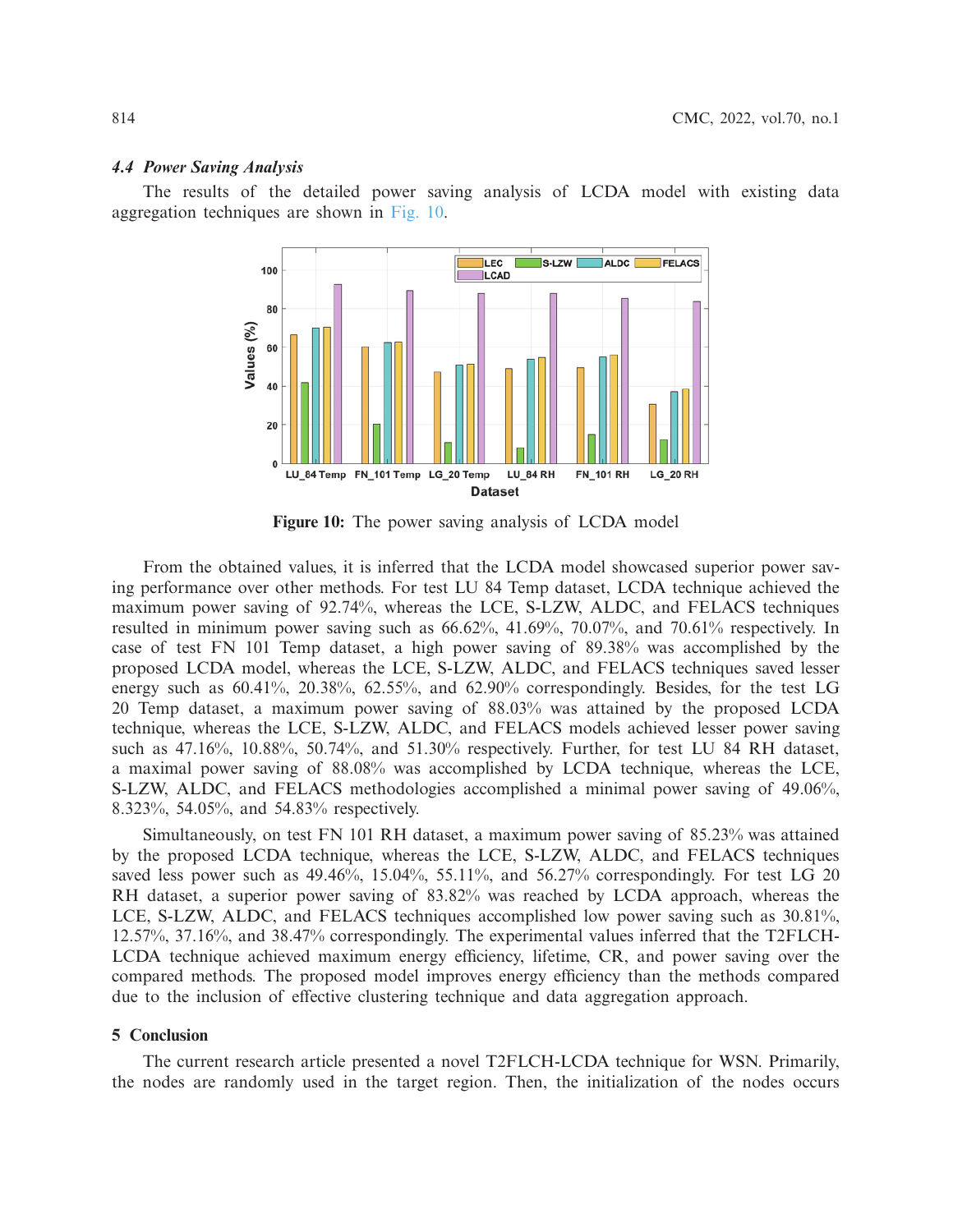### *4.4 Power Saving Analysis*

The results of the detailed power saving analysis of LCDA model with existing data aggregation techniques are shown in Fig. 10.

**Figure 10:** The power saving analysis of LCDA model

From the obtained values, it is inferred that the LCDA model showcased superior power saving performance over other methods. For test LU 84 Temp dataset, LCDA technique achieved the maximum power saving of 92.74%, whereas the LCE, S-LZW, ALDC, and FELACS techniques resulted in minimum power saving such as 66.62%, 41.69%, 70.07%, and 70.61% respectively. In case of test FN 101 Temp dataset, a high power saving of 89.38% was accomplished by the proposed LCDA model, whereas the LCE, S-LZW, ALDC, and FELACS techniques saved lesser energy such as 60.41%, 20.38%, 62.55%, and 62.90% correspondingly. Besides, for the test LG 20 Temp dataset, a maximum power saving of 88.03% was attained by the proposed LCDA technique, whereas the LCE, S-LZW, ALDC, and FELACS models achieved lesser power saving such as 47.16%, 10.88%, 50.74%, and 51.30% respectively. Further, for test LU 84 RH dataset, a maximal power saving of 88.08% was accomplished by LCDA technique, whereas the LCE, S-LZW, ALDC, and FELACS methodologies accomplished a minimal power saving of 49.06%, 8.323%, 54.05%, and 54.83% respectively.

Simultaneously, on test FN 101 RH dataset, a maximum power saving of 85.23% was attained by the proposed LCDA technique, whereas the LCE, S-LZW, ALDC, and FELACS techniques saved less power such as 49.46%, 15.04%, 55.11%, and 56.27% correspondingly. For test LG 20 RH dataset, a superior power saving of 83.82% was reached by LCDA approach, whereas the LCE, S-LZW, ALDC, and FELACS techniques accomplished low power saving such as 30.81%, 12.57%, 37.16%, and 38.47% correspondingly. The experimental values inferred that the T2FLCH-LCDA technique achieved maximum energy efficiency, lifetime, CR, and power saving over the compared methods. The proposed model improves energy efficiency than the methods compared due to the inclusion of effective clustering technique and data aggregation approach.

## 5 Conclusion

The current research article presented a novel T2FLCH-LCDA technique for WSN. Primarily, the nodes are randomly used in the target region. Then, the initialization of the nodes occurs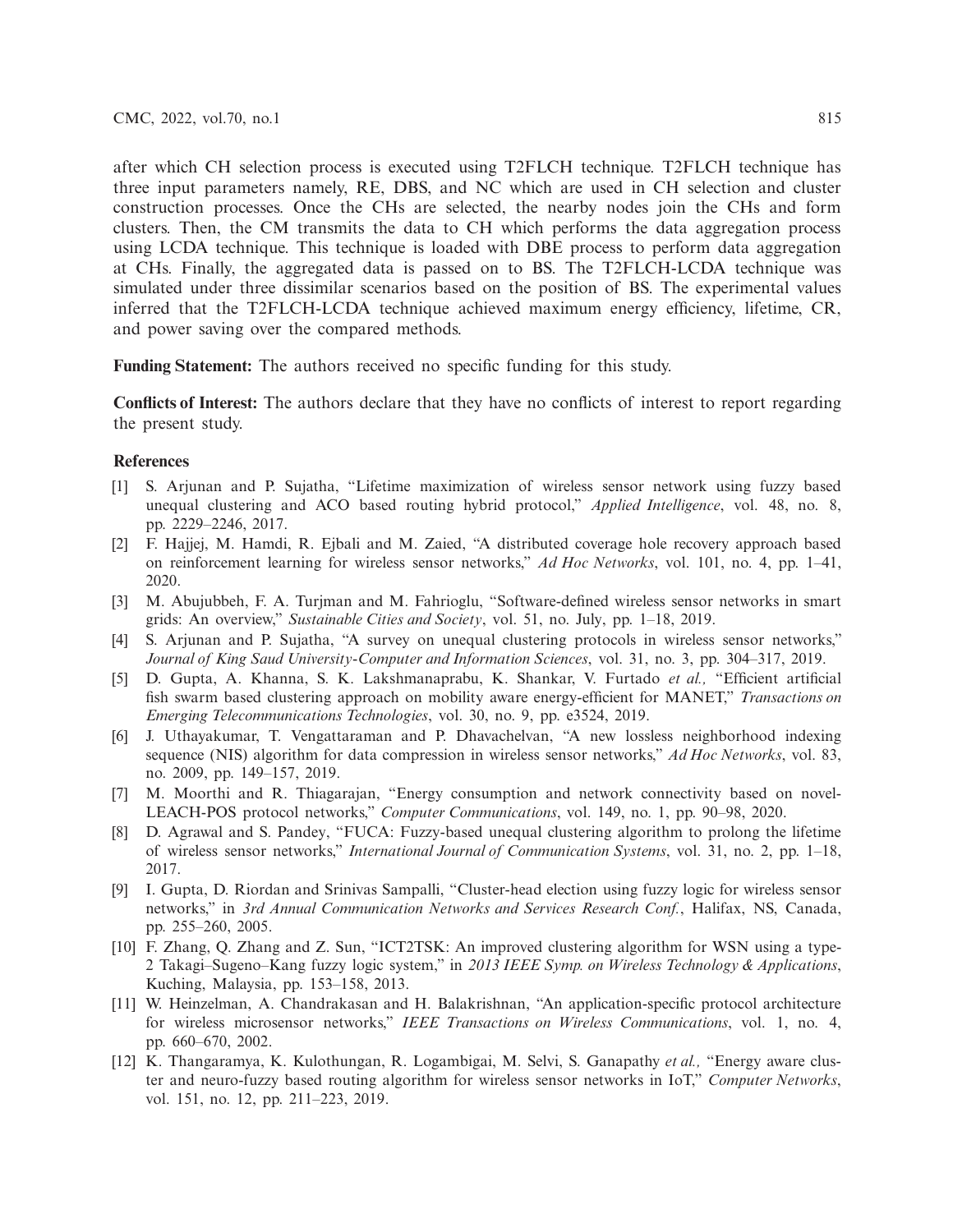after which CH selection process is executed using T2FLCH technique. T2FLCH technique has three input parameters namely, RE, DBS, and NC which are used in CH selection and cluster construction processes. Once the CHs are selected, the nearby nodes join the CHs and form clusters. Then, the CM transmits the data to CH which performs the data aggregation process using LCDA technique. This technique is loaded with DBE process to perform data aggregation at CHs. Finally, the aggregated data is passed on to BS. The T2FLCH-LCDA technique was simulated under three dissimilar scenarios based on the position of BS. The experimental values inferred that the T2FLCH-LCDA technique achieved maximum energy efficiency, lifetime, CR, and power saving over the compared methods.

**Funding Statement:** The authors received no specific funding for this study.

**Conflicts of Interest:** The authors declare that they have no conflicts of interest to report regarding the present study.

## References

[1] S. Arjunan and P. Sujatha, "Lifetime maximization of wireless sensor network using fuzzy based unequal clustering and ACO based routing hybrid protocol," *Applied Intelligence*, vol. 48, no. 8, pp. 2229–2246, 2017.

[2] F. Hajjej, M. Hamdi, R. Ejbali and M. Zaied, "A distributed coverage hole recovery approach based on reinforcement learning for wireless sensor networks," *Ad Hoc Networks*, vol. 101, no. 4, pp. 1–41, 2020.

[3] M. Abujubbeh, F. A. Turjman and M. Fahrioglu, "Software-defined wireless sensor networks in smart grids: An overview," *Sustainable Cities and Society*, vol. 51, no. July, pp. 1–18, 2019.

[4] S. Arjunan and P. Sujatha, "A survey on unequal clustering protocols in wireless sensor networks," *Journal of King Saud University-Computer and Information Sciences*, vol. 31, no. 3, pp. 304–317, 2019.

[5] D. Gupta, A. Khanna, S. K. Lakshmanaprabu, K. Shankar, V. Furtado *et al.,* "Efficient artificial fish swarm based clustering approach on mobility aware energy-efficient for MANET," *Transactions on Emerging Telecommunications Technologies*, vol. 30, no. 9, pp. e3524, 2019.

[6] J. Uthayakumar, T. Vengattaraman and P. Dhavachelvan, "A new lossless neighborhood indexing sequence (NIS) algorithm for data compression in wireless sensor networks," *Ad Hoc Networks*, vol. 83, no. 2009, pp. 149–157, 2019.

[7] M. Moorthi and R. Thiagarajan, "Energy consumption and network connectivity based on novel-LEACH-POS protocol networks," *Computer Communications*, vol. 149, no. 1, pp. 90–98, 2020.

[8] D. Agrawal and S. Pandey, "FUCA: Fuzzy-based unequal clustering algorithm to prolong the lifetime of wireless sensor networks," *International Journal of Communication Systems*, vol. 31, no. 2, pp. 1–18, 2017.

[9] I. Gupta, D. Riordan and Srinivas Sampalli, "Cluster-head election using fuzzy logic for wireless sensor networks," in *3rd Annual Communication Networks and Services Research Conf.*, Halifax, NS, Canada, pp. 255–260, 2005.

[10] F. Zhang, Q. Zhang and Z. Sun, "ICT2TSK: An improved clustering algorithm for WSN using a type-2 Takagi–Sugeno–Kang fuzzy logic system," in *2013 IEEE Symp. on Wireless Technology & Applications*, Kuching, Malaysia, pp. 153–158, 2013.

[11] W. Heinzelman, A. Chandrakasan and H. Balakrishnan, "An application-specific protocol architecture for wireless microsensor networks," *IEEE Transactions on Wireless Communications*, vol. 1, no. 4, pp. 660–670, 2002.

[12] K. Thangaramya, K. Kulothungan, R. Logambigai, M. Selvi, S. Ganapathy *et al.,* "Energy aware cluster and neuro-fuzzy based routing algorithm for wireless sensor networks in IoT," *Computer Networks*, vol. 151, no. 12, pp. 211–223, 2019.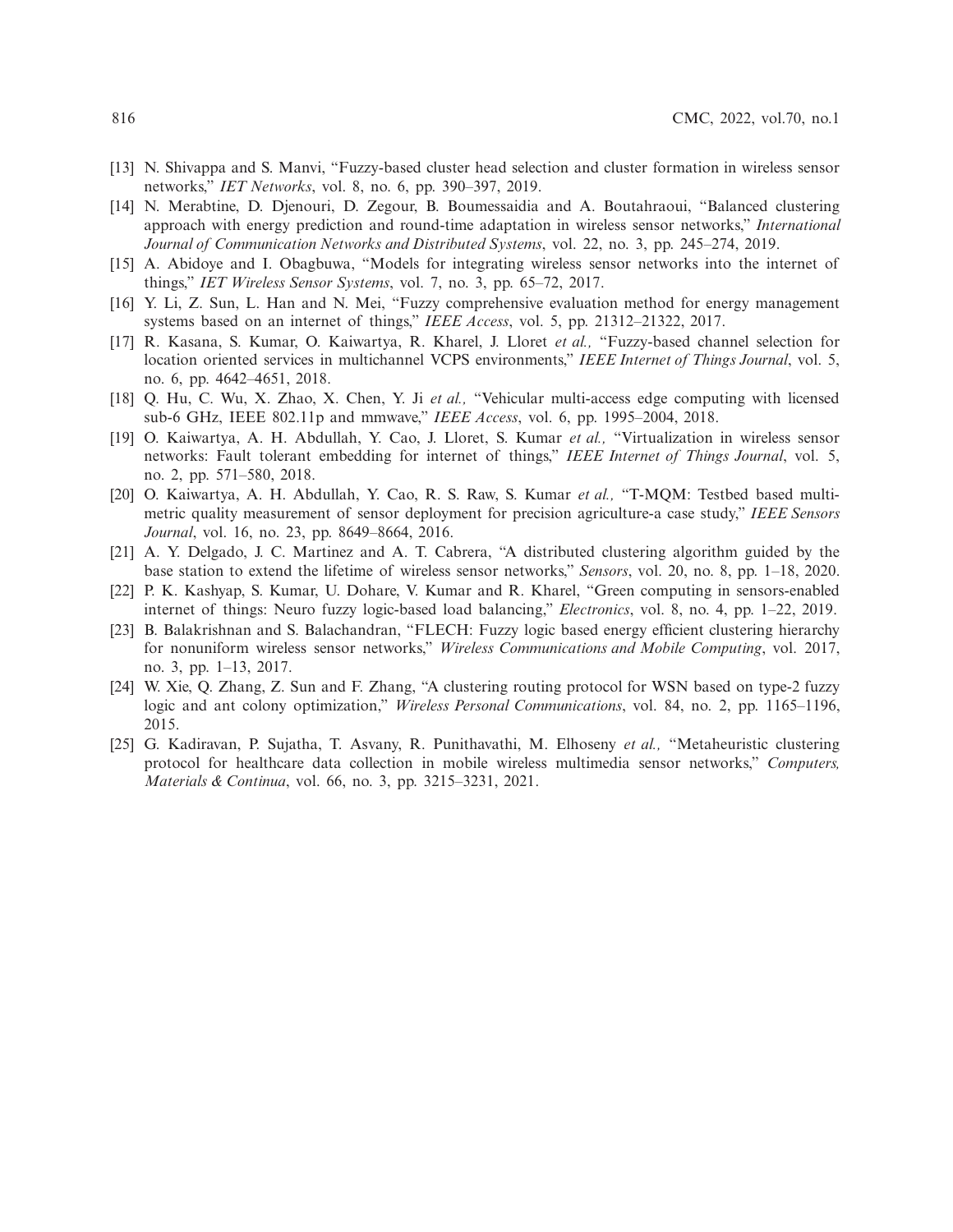[13] N. Shivappa and S. Manvi, "Fuzzy-based cluster head selection and cluster formation in wireless sensor networks," *IET Networks*, vol. 8, no. 6, pp. 390–397, 2019.

[14] N. Merabtine, D. Djenouri, D. Zegour, B. Boumessaidia and A. Boutahraoui, "Balanced clustering approach with energy prediction and round-time adaptation in wireless sensor networks," *International Journal of Communication Networks and Distributed Systems*, vol. 22, no. 3, pp. 245–274, 2019.

[15] A. Abidoye and I. Obagbuwa, "Models for integrating wireless sensor networks into the internet of things," *IET Wireless Sensor Systems*, vol. 7, no. 3, pp. 65–72, 2017.

[16] Y. Li, Z. Sun, L. Han and N. Mei, "Fuzzy comprehensive evaluation method for energy management systems based on an internet of things," *IEEE Access*, vol. 5, pp. 21312–21322, 2017.

[17] R. Kasana, S. Kumar, O. Kaiwartya, R. Kharel, J. Lloret *et al.,* "Fuzzy-based channel selection for location oriented services in multichannel VCPS environments," *IEEE Internet of Things Journal*, vol. 5, no. 6, pp. 4642–4651, 2018.

[18] Q. Hu, C. Wu, X. Zhao, X. Chen, Y. Ji *et al.,* "Vehicular multi-access edge computing with licensed sub-6 GHz, IEEE 802.11p and mmwave," *IEEE Access*, vol. 6, pp. 1995–2004, 2018.

[19] O. Kaiwartya, A. H. Abdullah, Y. Cao, J. Lloret, S. Kumar *et al.,* "Virtualization in wireless sensor networks: Fault tolerant embedding for internet of things," *IEEE Internet of Things Journal*, vol. 5, no. 2, pp. 571–580, 2018.

[20] O. Kaiwartya, A. H. Abdullah, Y. Cao, R. S. Raw, S. Kumar *et al.,* "T-MQM: Testbed based multi-metric quality measurement of sensor deployment for precision agriculture-a case study," *IEEE Sensors Journal*, vol. 16, no. 23, pp. 8649–8664, 2016.

[21] A. Y. Delgado, J. C. Martinez and A. T. Cabrera, "A distributed clustering algorithm guided by the base station to extend the lifetime of wireless sensor networks," *Sensors*, vol. 20, no. 8, pp. 1–18, 2020.

[22] P. K. Kashyap, S. Kumar, U. Dohare, V. Kumar and R. Kharel, "Green computing in sensors-enabled internet of things: Neuro fuzzy logic-based load balancing," *Electronics*, vol. 8, no. 4, pp. 1–22, 2019.

[23] B. Balakrishnan and S. Balachandran, "FLECH: Fuzzy logic based energy efficient clustering hierarchy for nonuniform wireless sensor networks," *Wireless Communications and Mobile Computing*, vol. 2017, no. 3, pp. 1–13, 2017.

[24] W. Xie, Q. Zhang, Z. Sun and F. Zhang, "A clustering routing protocol for WSN based on type-2 fuzzy logic and ant colony optimization," *Wireless Personal Communications*, vol. 84, no. 2, pp. 1165–1196, 2015.

[25] G. Kadiravan, P. Sujatha, T. Asvany, R. Punithavathi, M. Elhoseny *et al.,* "Metaheuristic clustering protocol for healthcare data collection in mobile wireless multimedia sensor networks," *Computers, Materials & Continua*, vol. 66, no. 3, pp. 3215–3231, 2021.